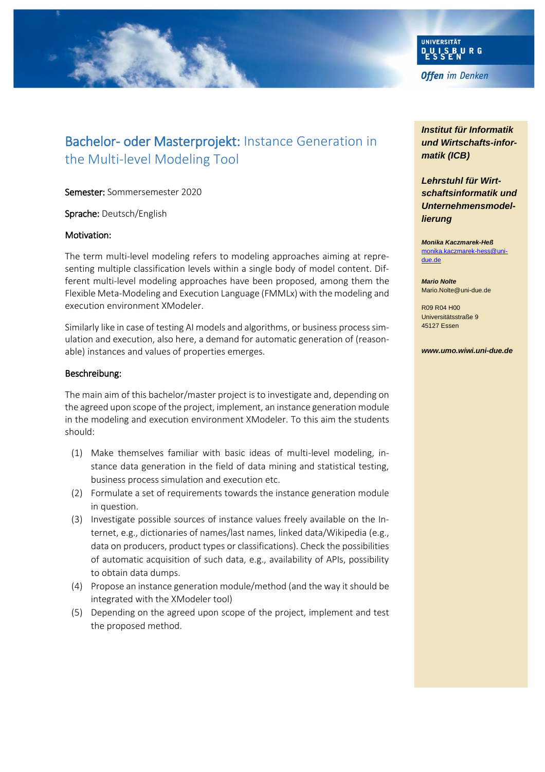UNIVERSITÄT DUISBURG ESSEN

*Offen im Denken*

# Bachelor- oder Masterprojekt: Instance Generation in the Multi-level Modeling Tool

**Semester:** Sommersemester 2020

**Sprache:** Deutsch/English

**Motivation:**

The term multi-level modeling refers to modeling approaches aiming at representing multiple classification levels within a single body of model content. Different multi-level modeling approaches have been proposed, among them the Flexible Meta-Modeling and Execution Language (FMMLx) with the modeling and execution environment XModeler.

Similarly like in case of testing AI models and algorithms, or business process simulation and execution, also here, a demand for automatic generation of (reasonable) instances and values of properties emerges.

**Beschreibung:**

The main aim of this bachelor/master project is to investigate and, depending on the agreed upon scope of the project, implement, an instance generation module in the modeling and execution environment XModeler. To this aim the students should:

(1) Make themselves familiar with basic ideas of multi-level modeling, instance data generation in the field of data mining and statistical testing, business process simulation and execution etc.

(2) Formulate a set of requirements towards the instance generation module in question.

(3) Investigate possible sources of instance values freely available on the Internet, e.g., dictionaries of names/last names, linked data/Wikipedia (e.g., data on producers, product types or classifications). Check the possibilities of automatic acquisition of such data, e.g., availability of APIs, possibility to obtain data dumps.

(4) Propose an instance generation module/method (and the way it should be integrated with the XModeler tool)

(5) Depending on the agreed upon scope of the project, implement and test the proposed method.

***Institut für Informatik und Wirtschafts-informatik (ICB)***

***Lehrstuhl für Wirtschaftsinformatik und Unternehmensmodellierung***

***Monika Kaczmarek-Heß***
monika.kaczmarek-hess@uni-due.de

***Mario Nolte***
Mario.Nolte@uni-due.de

R09 R04 H00
Universitätsstraße 9
45127 Essen

***www.umo.wiwi.uni-due.de***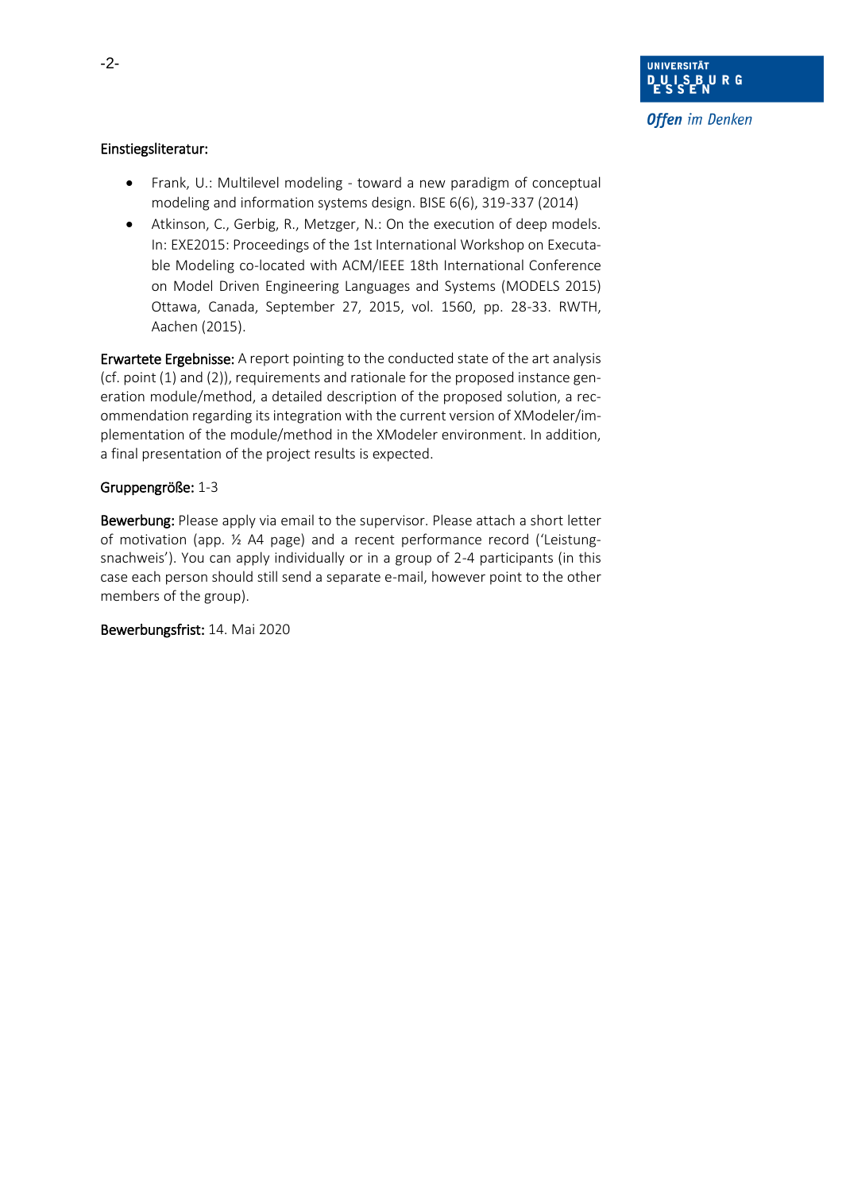Einstiegsliteratur:

- Frank, U.: Multilevel modeling - toward a new paradigm of conceptual modeling and information systems design. BISE 6(6), 319-337 (2014)
- Atkinson, C., Gerbig, R., Metzger, N.: On the execution of deep models. In: EXE2015: Proceedings of the 1st International Workshop on Executable Modeling co-located with ACM/IEEE 18th International Conference on Model Driven Engineering Languages and Systems (MODELS 2015) Ottawa, Canada, September 27, 2015, vol. 1560, pp. 28-33. RWTH, Aachen (2015).

**Erwartete Ergebnisse:** A report pointing to the conducted state of the art analysis (cf. point (1) and (2)), requirements and rationale for the proposed instance generation module/method, a detailed description of the proposed solution, a recommendation regarding its integration with the current version of XModeler/implementation of the module/method in the XModeler environment. In addition, a final presentation of the project results is expected.

**Gruppengröße:** 1-3

**Bewerbung:** Please apply via email to the supervisor. Please attach a short letter of motivation (app. ½ A4 page) and a recent performance record ('Leistungsnachweis'). You can apply individually or in a group of 2-4 participants (in this case each person should still send a separate e-mail, however point to the other members of the group).

**Bewerbungsfrist:** 14. Mai 2020